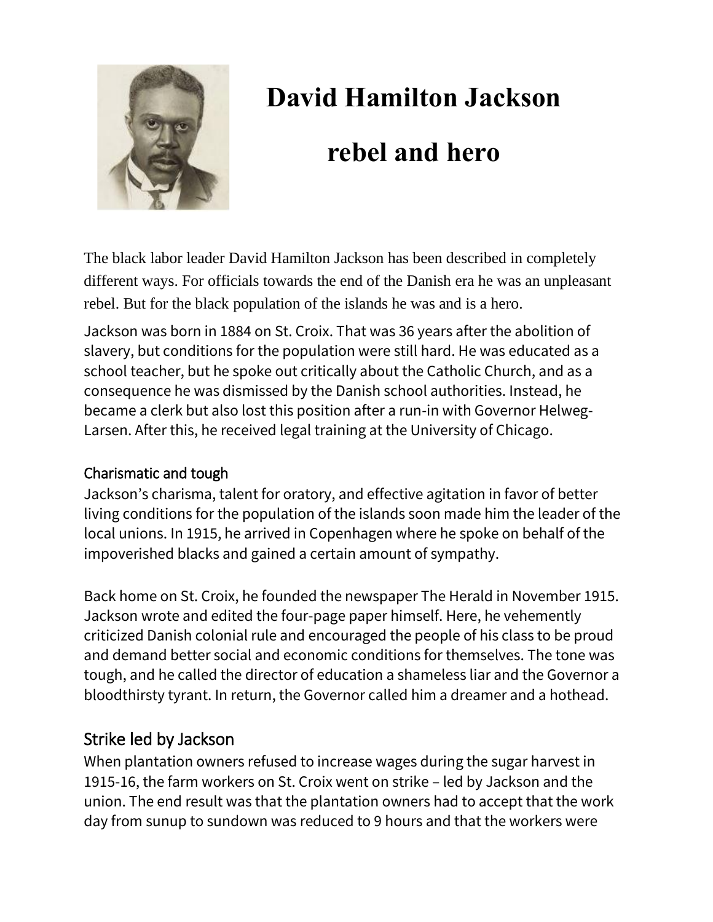# David Hamilton Jackson

# rebel and hero

The black labor leader David Hamilton Jackson has been described in completely different ways. For officials towards the end of the Danish era he was an unpleasant rebel. But for the black population of the islands he was and is a hero.

Jackson was born in 1884 on St. Croix. That was 36 years after the abolition of slavery, but conditions for the population were still hard. He was educated as a school teacher, but he spoke out critically about the Catholic Church, and as a consequence he was dismissed by the Danish school authorities. Instead, he became a clerk but also lost this position after a run-in with Governor Helweg-Larsen. After this, he received legal training at the University of Chicago.

### Charismatic and tough

Jackson's charisma, talent for oratory, and effective agitation in favor of better living conditions for the population of the islands soon made him the leader of the local unions. In 1915, he arrived in Copenhagen where he spoke on behalf of the impoverished blacks and gained a certain amount of sympathy.

Back home on St. Croix, he founded the newspaper The Herald in November 1915. Jackson wrote and edited the four-page paper himself. Here, he vehemently criticized Danish colonial rule and encouraged the people of his class to be proud and demand better social and economic conditions for themselves. The tone was tough, and he called the director of education a shameless liar and the Governor a bloodthirsty tyrant. In return, the Governor called him a dreamer and a hothead.

## Strike led by Jackson

When plantation owners refused to increase wages during the sugar harvest in 1915-16, the farm workers on St. Croix went on strike – led by Jackson and the union. The end result was that the plantation owners had to accept that the work day from sunup to sundown was reduced to 9 hours and that the workers were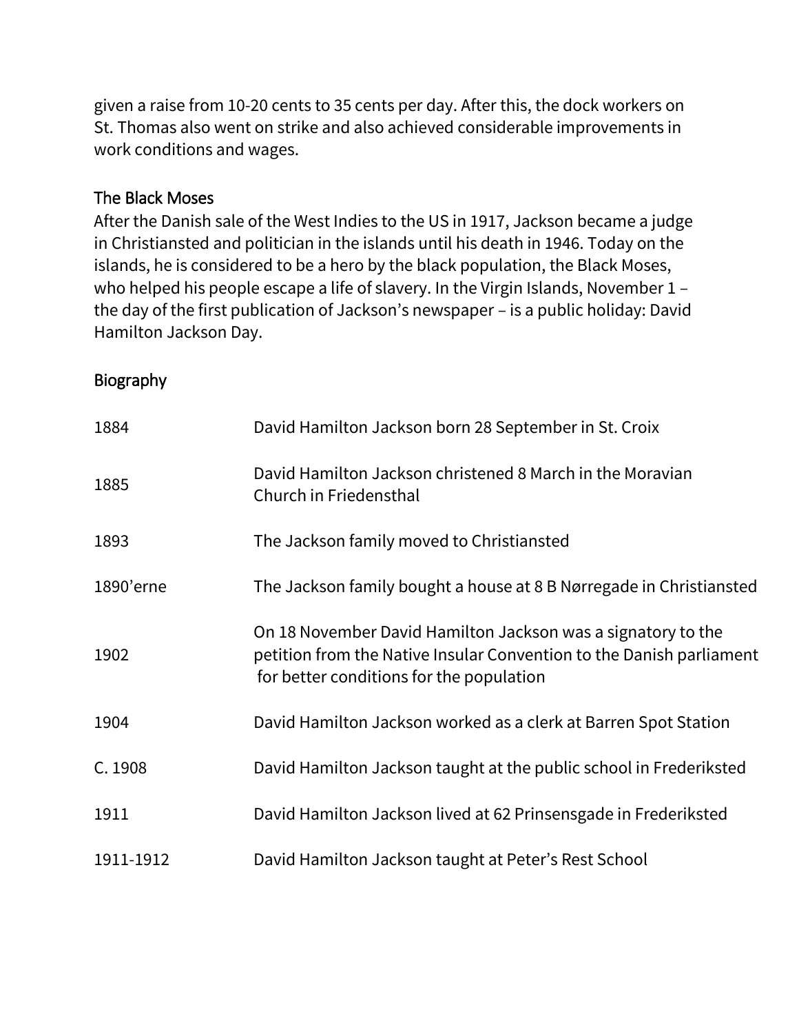given a raise from 10-20 cents to 35 cents per day. After this, the dock workers on St. Thomas also went on strike and also achieved considerable improvements in work conditions and wages.

## The Black Moses

After the Danish sale of the West Indies to the US in 1917, Jackson became a judge in Christiansted and politician in the islands until his death in 1946. Today on the islands, he is considered to be a hero by the black population, the Black Moses, who helped his people escape a life of slavery. In the Virgin Islands, November 1 – the day of the first publication of Jackson's newspaper – is a public holiday: David Hamilton Jackson Day.

## Biography

| | |
|---|---|
| 1884 | David Hamilton Jackson born 28 September in St. Croix |
| 1885 | David Hamilton Jackson christened 8 March in the Moravian Church in Friedensthal |
| 1893 | The Jackson family moved to Christiansted |
| 1890'erne | The Jackson family bought a house at 8 B Nørregade in Christiansted |
| 1902 | On 18 November David Hamilton Jackson was a signatory to the petition from the Native Insular Convention to the Danish parliament for better conditions for the population |
| 1904 | David Hamilton Jackson worked as a clerk at Barren Spot Station |
| C. 1908 | David Hamilton Jackson taught at the public school in Frederiksted |
| 1911 | David Hamilton Jackson lived at 62 Prinsensgade in Frederiksted |
| 1911-1912 | David Hamilton Jackson taught at Peter's Rest School |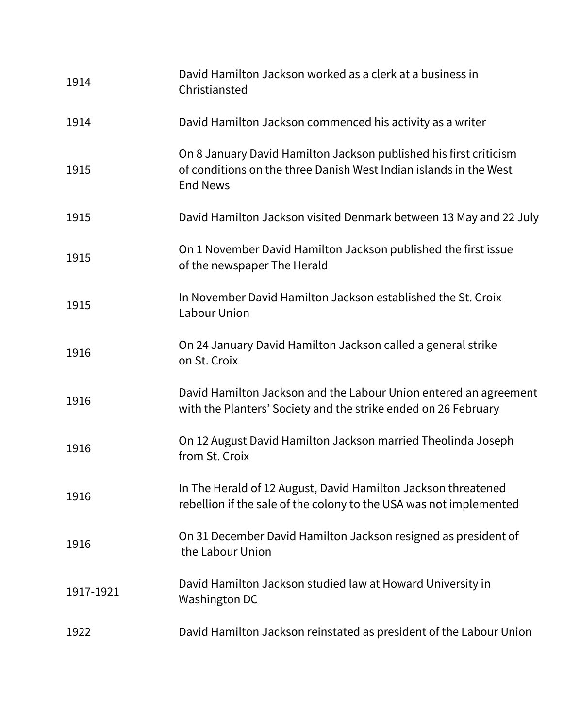| | |
|---|---|
| 1914 | David Hamilton Jackson worked as a clerk at a business in Christiansted |
| 1914 | David Hamilton Jackson commenced his activity as a writer |
| 1915 | On 8 January David Hamilton Jackson published his first criticism of conditions on the three Danish West Indian islands in the West End News |
| 1915 | David Hamilton Jackson visited Denmark between 13 May and 22 July |
| 1915 | On 1 November David Hamilton Jackson published the first issue of the newspaper The Herald |
| 1915 | In November David Hamilton Jackson established the St. Croix Labour Union |
| 1916 | On 24 January David Hamilton Jackson called a general strike on St. Croix |
| 1916 | David Hamilton Jackson and the Labour Union entered an agreement with the Planters' Society and the strike ended on 26 February |
| 1916 | On 12 August David Hamilton Jackson married Theolinda Joseph from St. Croix |
| 1916 | In The Herald of 12 August, David Hamilton Jackson threatened rebellion if the sale of the colony to the USA was not implemented |
| 1916 | On 31 December David Hamilton Jackson resigned as president of the Labour Union |
| 1917-1921 | David Hamilton Jackson studied law at Howard University in Washington DC |
| 1922 | David Hamilton Jackson reinstated as president of the Labour Union |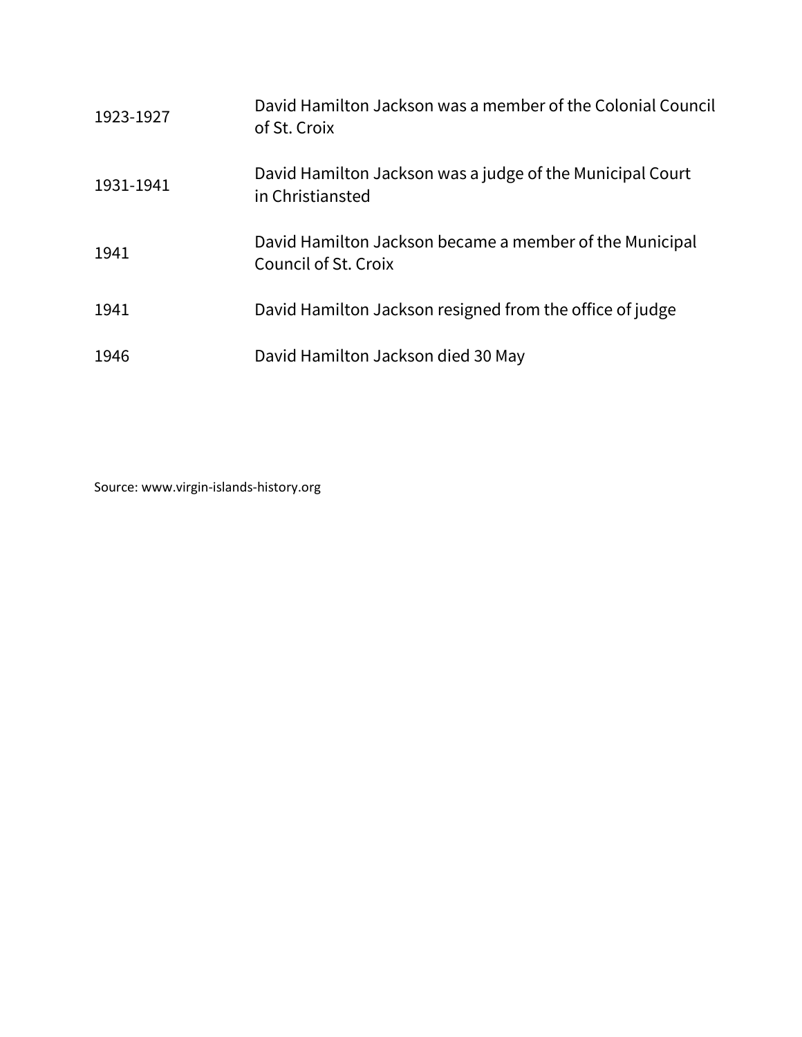| | |
|---|---|
| 1923-1927 | David Hamilton Jackson was a member of the Colonial Council of St. Croix |
| 1931-1941 | David Hamilton Jackson was a judge of the Municipal Court in Christiansted |
| 1941 | David Hamilton Jackson became a member of the Municipal Council of St. Croix |
| 1941 | David Hamilton Jackson resigned from the office of judge |
| 1946 | David Hamilton Jackson died 30 May |

Source: www.virgin-islands-history.org